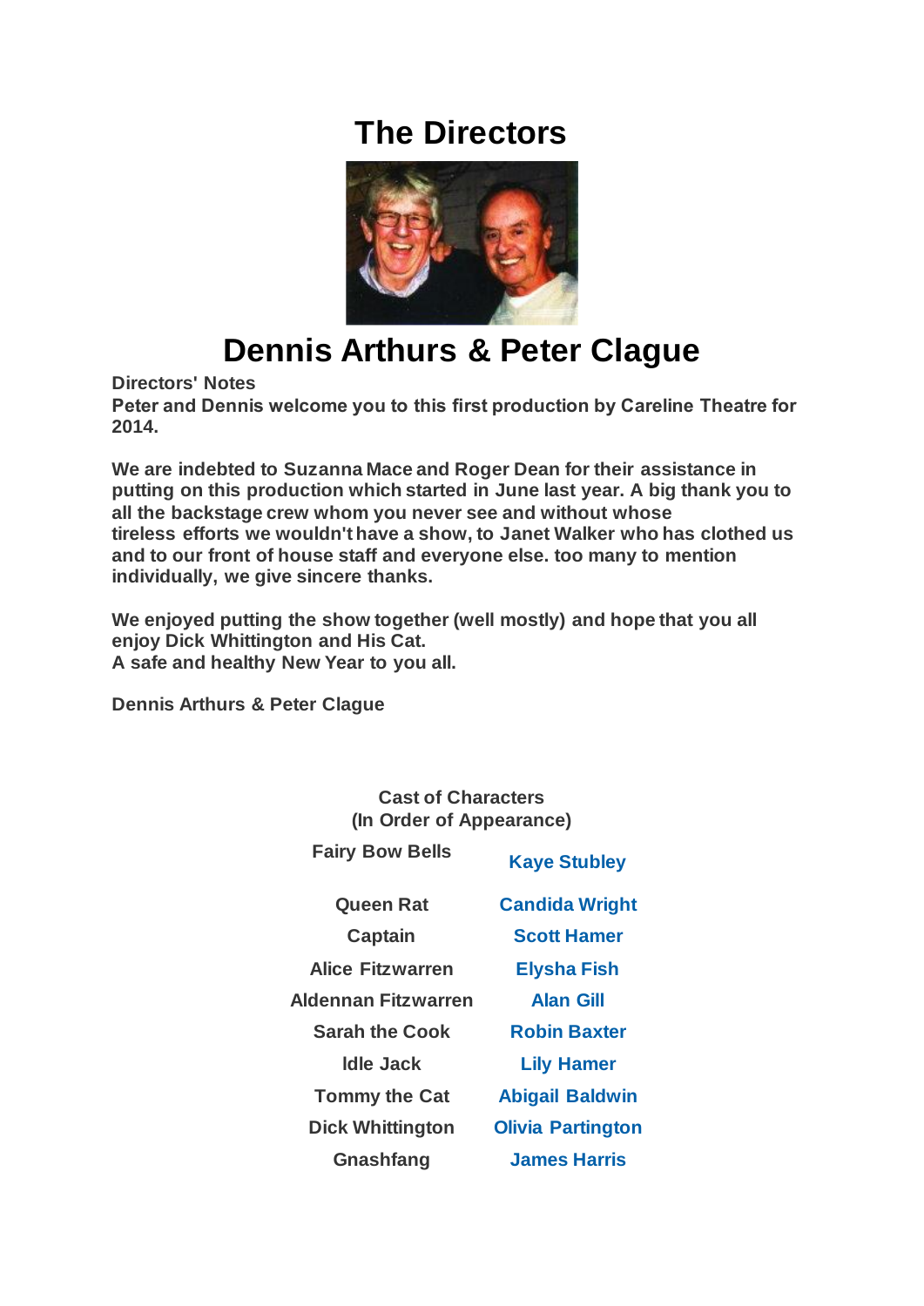# The Directors

## Dennis Arthurs & Peter Clague

**Directors' Notes**

**Peter and Dennis welcome you to this first production by Careline Theatre for 2014.**

**We are indebted to Suzanna Mace and Roger Dean for their assistance in putting on this production which started in June last year. A big thank you to all the backstage crew whom you never see and without whose tireless efforts we wouldn't have a show, to Janet Walker who has clothed us and to our front of house staff and everyone else. too many to mention individually, we give sincere thanks.**

**We enjoyed putting the show together (well mostly) and hope that you all enjoy Dick Whittington and His Cat.**
**A safe and healthy New Year to you all.**

**Dennis Arthurs & Peter Clague**

**Cast of Characters**
**(In Order of Appearance)**

| Character | Cast |
|---|---|
| Fairy Bow Bells | Kaye Stubley |
| Queen Rat | Candida Wright |
| Captain | Scott Hamer |
| Alice Fitzwarren | Elysha Fish |
| Aldennan Fitzwarren | Alan Gill |
| Sarah the Cook | Robin Baxter |
| Idle Jack | Lily Hamer |
| Tommy the Cat | Abigail Baldwin |
| Dick Whittington | Olivia Partington |
| Gnashfang | James Harris |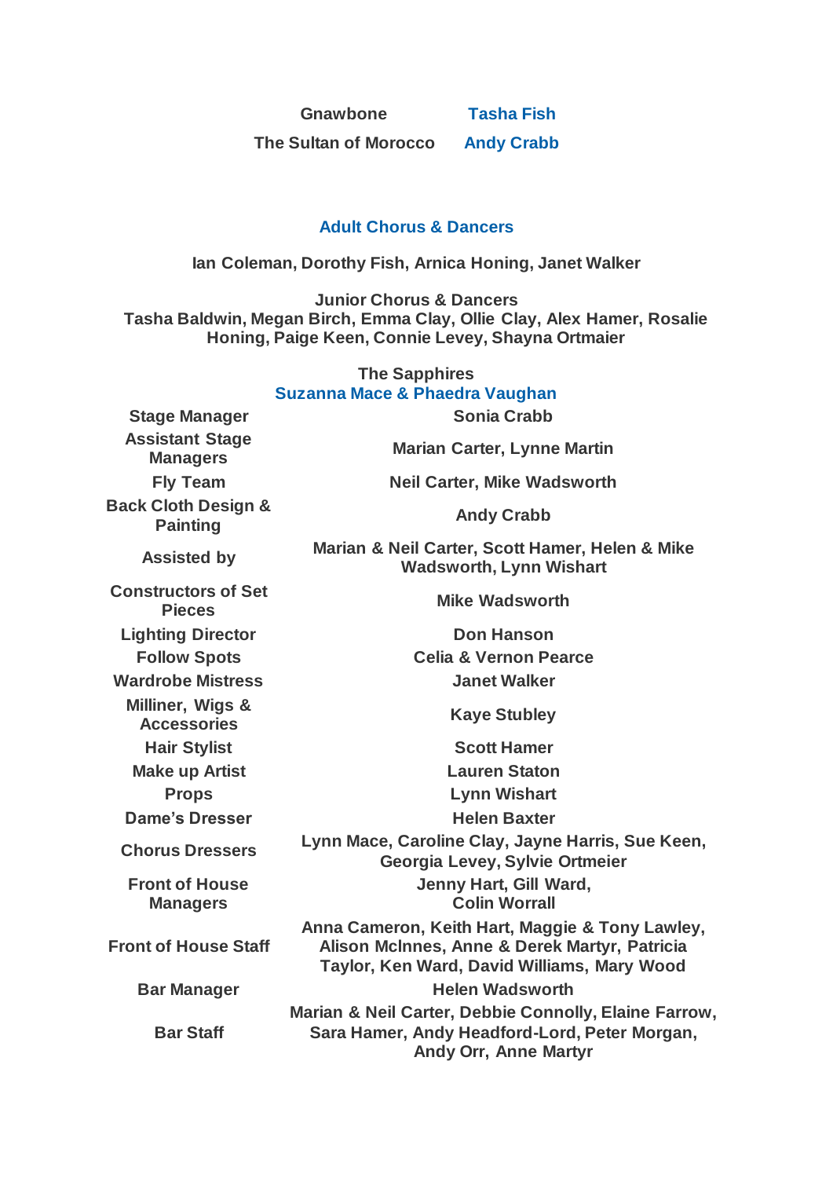| | |
|---|---|
| Gnawbone | Tasha Fish |
| The Sultan of Morocco | Andy Crabb |

## Adult Chorus & Dancers

Ian Coleman, Dorothy Fish, Arnica Honing, Janet Walker

**Junior Chorus & Dancers**

Tasha Baldwin, Megan Birch, Emma Clay, Ollie Clay, Alex Hamer, Rosalie Honing, Paige Keen, Connie Levey, Shayna Ortmaier

**The Sapphires**

Suzanna Mace & Phaedra Vaughan

| | |
|---|---|
| Stage Manager | Sonia Crabb |
| Assistant Stage Managers | Marian Carter, Lynne Martin |
| Fly Team | Neil Carter, Mike Wadsworth |
| Back Cloth Design & Painting | Andy Crabb |
| Assisted by | Marian & Neil Carter, Scott Hamer, Helen & Mike Wadsworth, Lynn Wishart |
| Constructors of Set Pieces | Mike Wadsworth |
| Lighting Director | Don Hanson |
| Follow Spots | Celia & Vernon Pearce |
| Wardrobe Mistress | Janet Walker |
| Milliner, Wigs & Accessories | Kaye Stubley |
| Hair Stylist | Scott Hamer |
| Make up Artist | Lauren Staton |
| Props | Lynn Wishart |
| Dame's Dresser | Helen Baxter |
| Chorus Dressers | Lynn Mace, Caroline Clay, Jayne Harris, Sue Keen, Georgia Levey, Sylvie Ortmeier |
| Front of House Managers | Jenny Hart, Gill Ward, Colin Worrall |
| Front of House Staff | Anna Cameron, Keith Hart, Maggie & Tony Lawley, Alison McInnes, Anne & Derek Martyr, Patricia Taylor, Ken Ward, David Williams, Mary Wood |
| Bar Manager | Helen Wadsworth |
| Bar Staff | Marian & Neil Carter, Debbie Connolly, Elaine Farrow, Sara Hamer, Andy Headford-Lord, Peter Morgan, Andy Orr, Anne Martyr |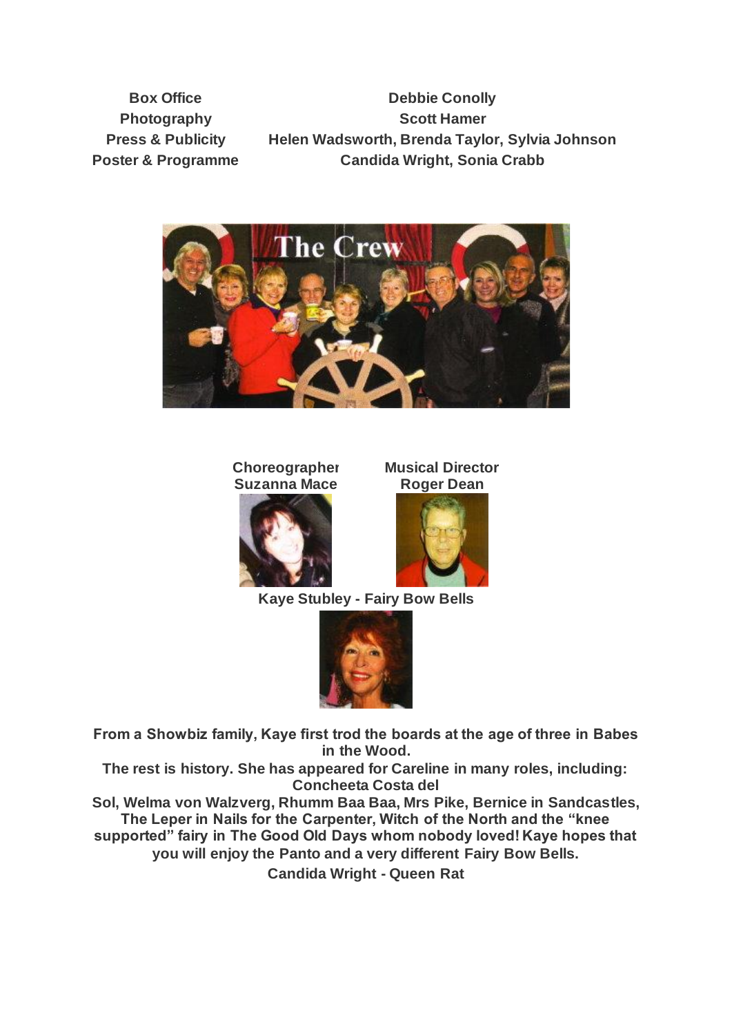| | |
|---|---|
| **Box Office** | **Debbie Conolly** |
| **Photography** | **Scott Hamer** |
| **Press & Publicity** | **Helen Wadsworth, Brenda Taylor, Sylvia Johnson** |
| **Poster & Programme** | **Candida Wright, Sonia Crabb** |

**Choreographer**
**Suzanna Mace**

**Musical Director**
**Roger Dean**

**Kaye Stubley - Fairy Bow Bells**

**From a Showbiz family, Kaye first trod the boards at the age of three in Babes in the Wood.**
**The rest is history. She has appeared for Careline in many roles, including: Concheeta Costa del Sol, Welma von Walzverg, Rhumm Baa Baa, Mrs Pike, Bernice in Sandcastles, The Leper in Nails for the Carpenter, Witch of the North and the "knee supported" fairy in The Good Old Days whom nobody loved! Kaye hopes that you will enjoy the Panto and a very different Fairy Bow Bells.**

**Candida Wright - Queen Rat**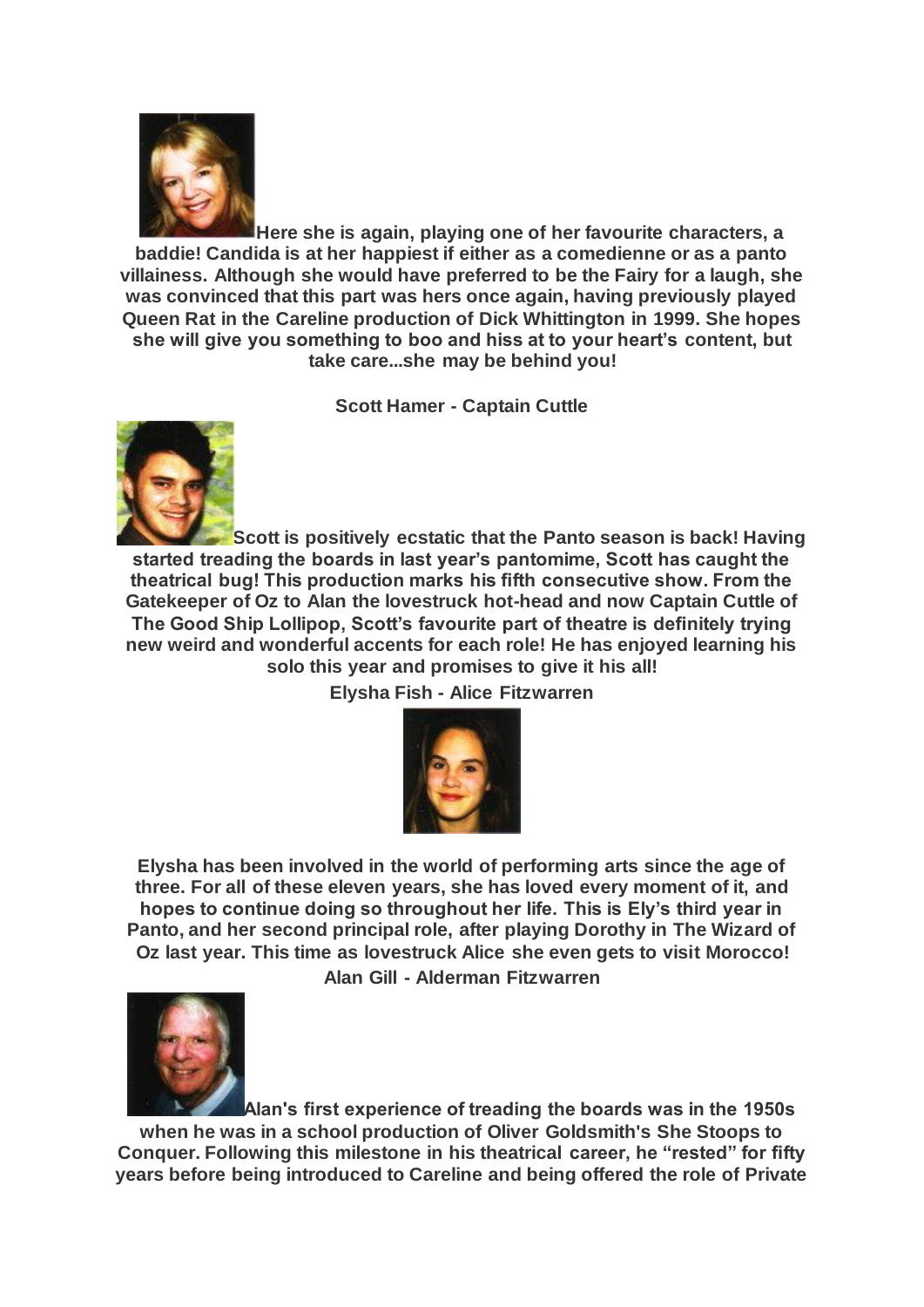**Here she is again, playing one of her favourite characters, a baddie! Candida is at her happiest if either as a comedienne or as a panto villainess. Although she would have preferred to be the Fairy for a laugh, she was convinced that this part was hers once again, having previously played Queen Rat in the Careline production of Dick Whittington in 1999. She hopes she will give you something to boo and hiss at to your heart's content, but take care...she may be behind you!**

**Scott Hamer - Captain Cuttle**

**Scott is positively ecstatic that the Panto season is back! Having started treading the boards in last year's pantomime, Scott has caught the theatrical bug! This production marks his fifth consecutive show. From the Gatekeeper of Oz to Alan the lovestruck hot-head and now Captain Cuttle of The Good Ship Lollipop, Scott's favourite part of theatre is definitely trying new weird and wonderful accents for each role! He has enjoyed learning his solo this year and promises to give it his all!**

**Elysha Fish - Alice Fitzwarren**

**Elysha has been involved in the world of performing arts since the age of three. For all of these eleven years, she has loved every moment of it, and hopes to continue doing so throughout her life. This is Ely's third year in Panto, and her second principal role, after playing Dorothy in The Wizard of Oz last year. This time as lovestruck Alice she even gets to visit Morocco!**

**Alan Gill - Alderman Fitzwarren**

**Alan's first experience of treading the boards was in the 1950s when he was in a school production of Oliver Goldsmith's She Stoops to Conquer. Following this milestone in his theatrical career, he "rested" for fifty years before being introduced to Careline and being offered the role of Private**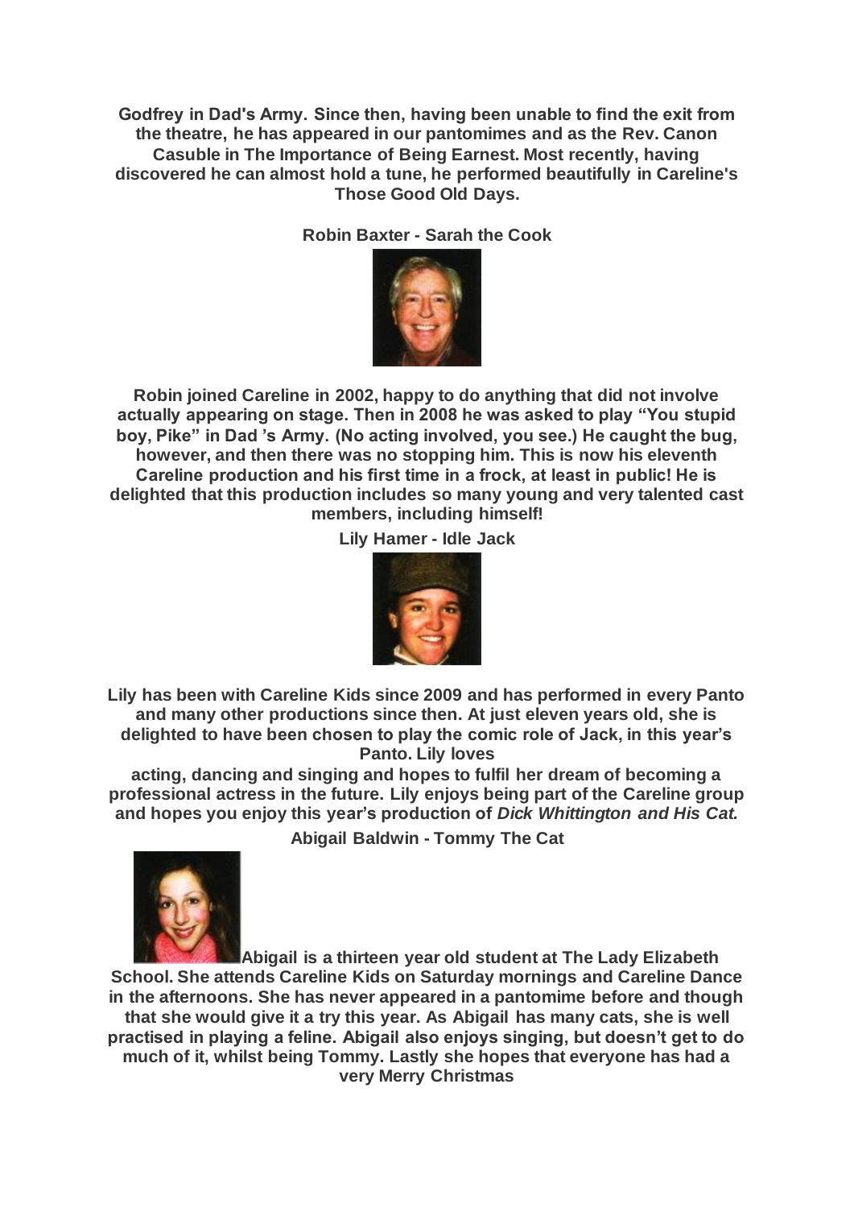**Godfrey in Dad's Army. Since then, having been unable to find the exit from the theatre, he has appeared in our pantomimes and as the Rev. Canon Casuble in The Importance of Being Earnest. Most recently, having discovered he can almost hold a tune, he performed beautifully in Careline's Those Good Old Days.**

**Robin Baxter - Sarah the Cook**

**Robin joined Careline in 2002, happy to do anything that did not involve actually appearing on stage. Then in 2008 he was asked to play "You stupid boy, Pike" in Dad 's Army. (No acting involved, you see.) He caught the bug, however, and then there was no stopping him. This is now his eleventh Careline production and his first time in a frock, at least in public! He is delighted that this production includes so many young and very talented cast members, including himself!**

**Lily Hamer - Idle Jack**

**Lily has been with Careline Kids since 2009 and has performed in every Panto and many other productions since then. At just eleven years old, she is delighted to have been chosen to play the comic role of Jack, in this year's Panto. Lily loves acting, dancing and singing and hopes to fulfil her dream of becoming a professional actress in the future. Lily enjoys being part of the Careline group and hopes you enjoy this year's production of *Dick Whittington and His Cat.***

**Abigail Baldwin - Tommy The Cat**

**Abigail is a thirteen year old student at The Lady Elizabeth School. She attends Careline Kids on Saturday mornings and Careline Dance in the afternoons. She has never appeared in a pantomime before and though that she would give it a try this year. As Abigail has many cats, she is well practised in playing a feline. Abigail also enjoys singing, but doesn't get to do much of it, whilst being Tommy. Lastly she hopes that everyone has had a very Merry Christmas**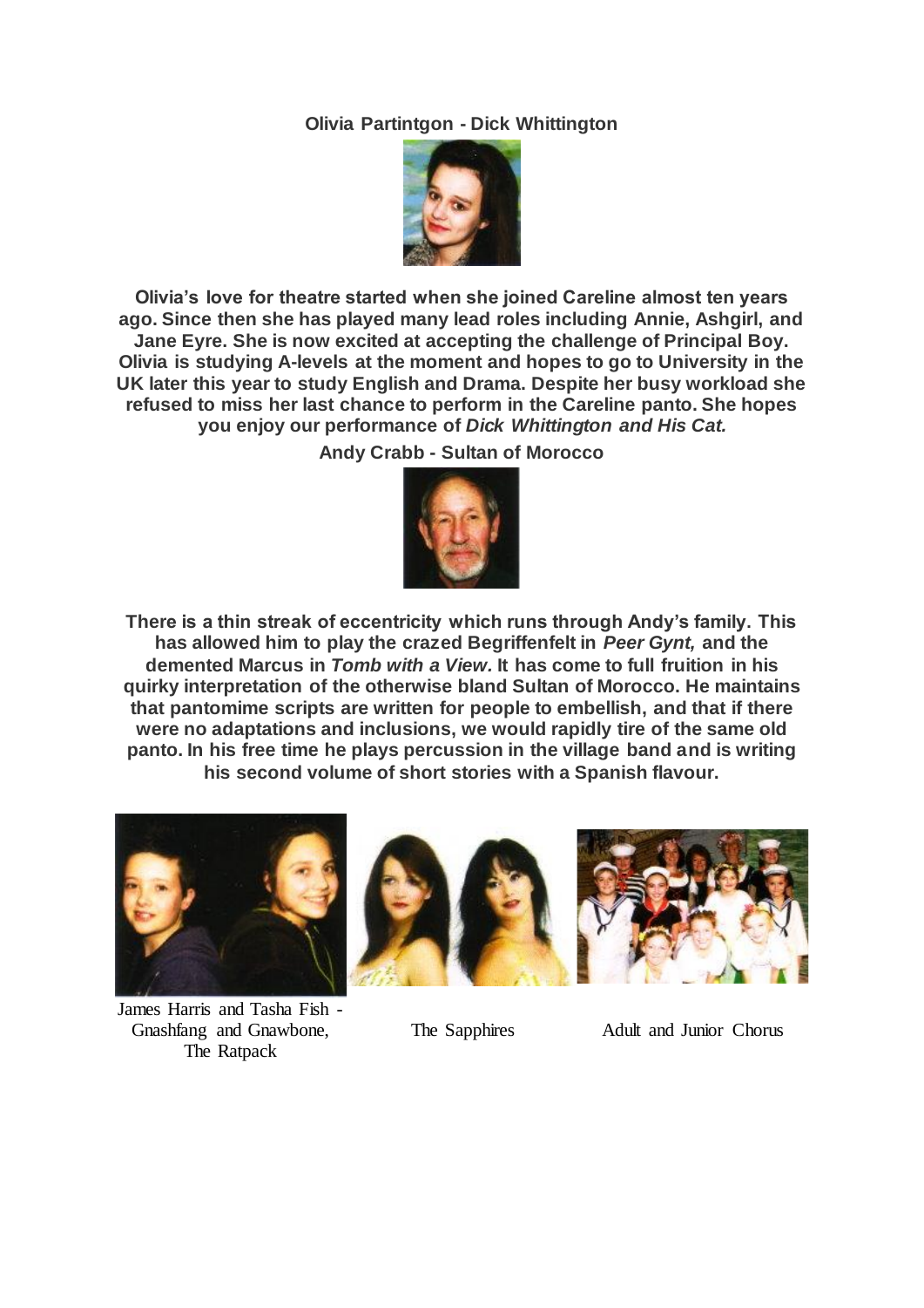**Olivia Partintgon - Dick Whittington**

**Olivia's love for theatre started when she joined Careline almost ten years ago. Since then she has played many lead roles including Annie, Ashgirl, and Jane Eyre. She is now excited at accepting the challenge of Principal Boy. Olivia is studying A-levels at the moment and hopes to go to University in the UK later this year to study English and Drama. Despite her busy workload she refused to miss her last chance to perform in the Careline panto. She hopes you enjoy our performance of *Dick Whittington and His Cat.***

**Andy Crabb - Sultan of Morocco**

**There is a thin streak of eccentricity which runs through Andy's family. This has allowed him to play the crazed Begriffenfelt in *Peer Gynt,* and the demented Marcus in *Tomb with a View.* It has come to full fruition in his quirky interpretation of the otherwise bland Sultan of Morocco. He maintains that pantomime scripts are written for people to embellish, and that if there were no adaptations and inclusions, we would rapidly tire of the same old panto. In his free time he plays percussion in the village band and is writing his second volume of short stories with a Spanish flavour.**

James Harris and Tasha Fish - Gnashfang and Gnawbone, The Ratpack

The Sapphires

Adult and Junior Chorus